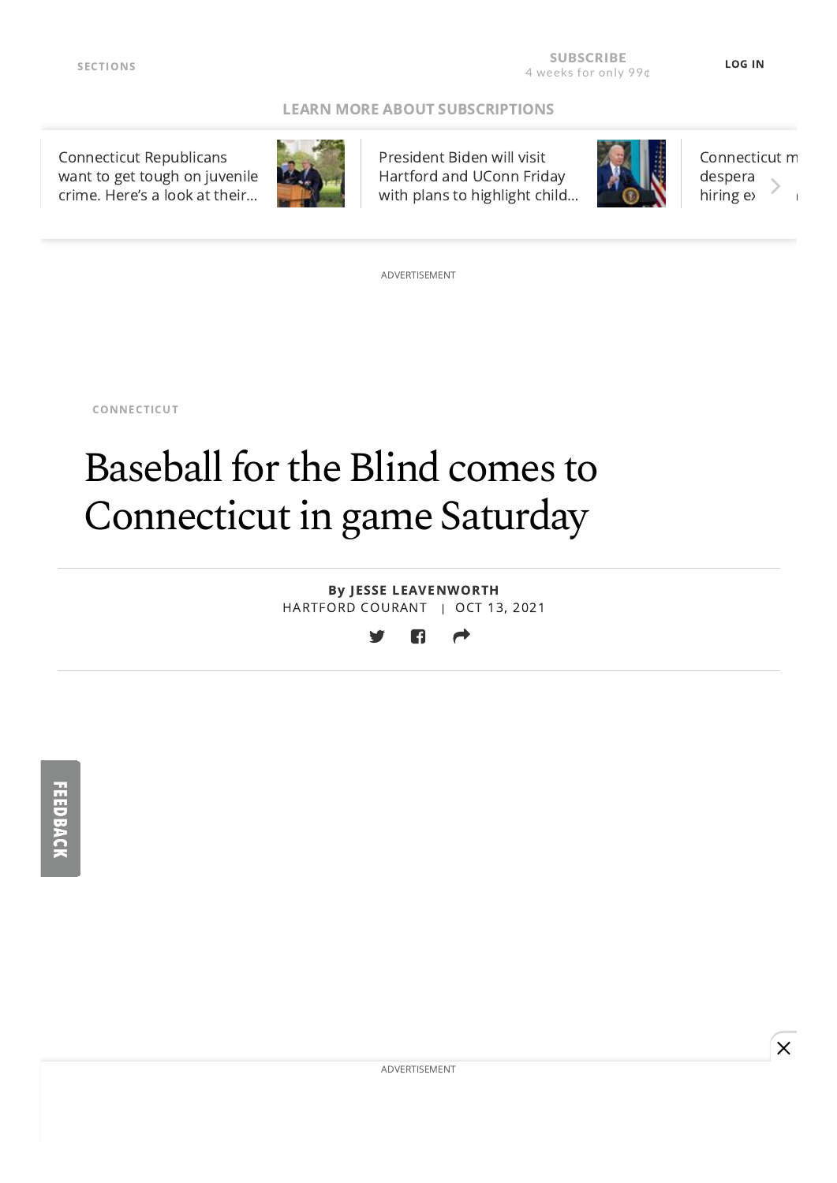CONNECTICUT

# Baseball for the Blind comes to Connecticut in game Saturday

By **JESSE LEAVENWORTH**
HARTFORD COURANT | OCT 13, 2021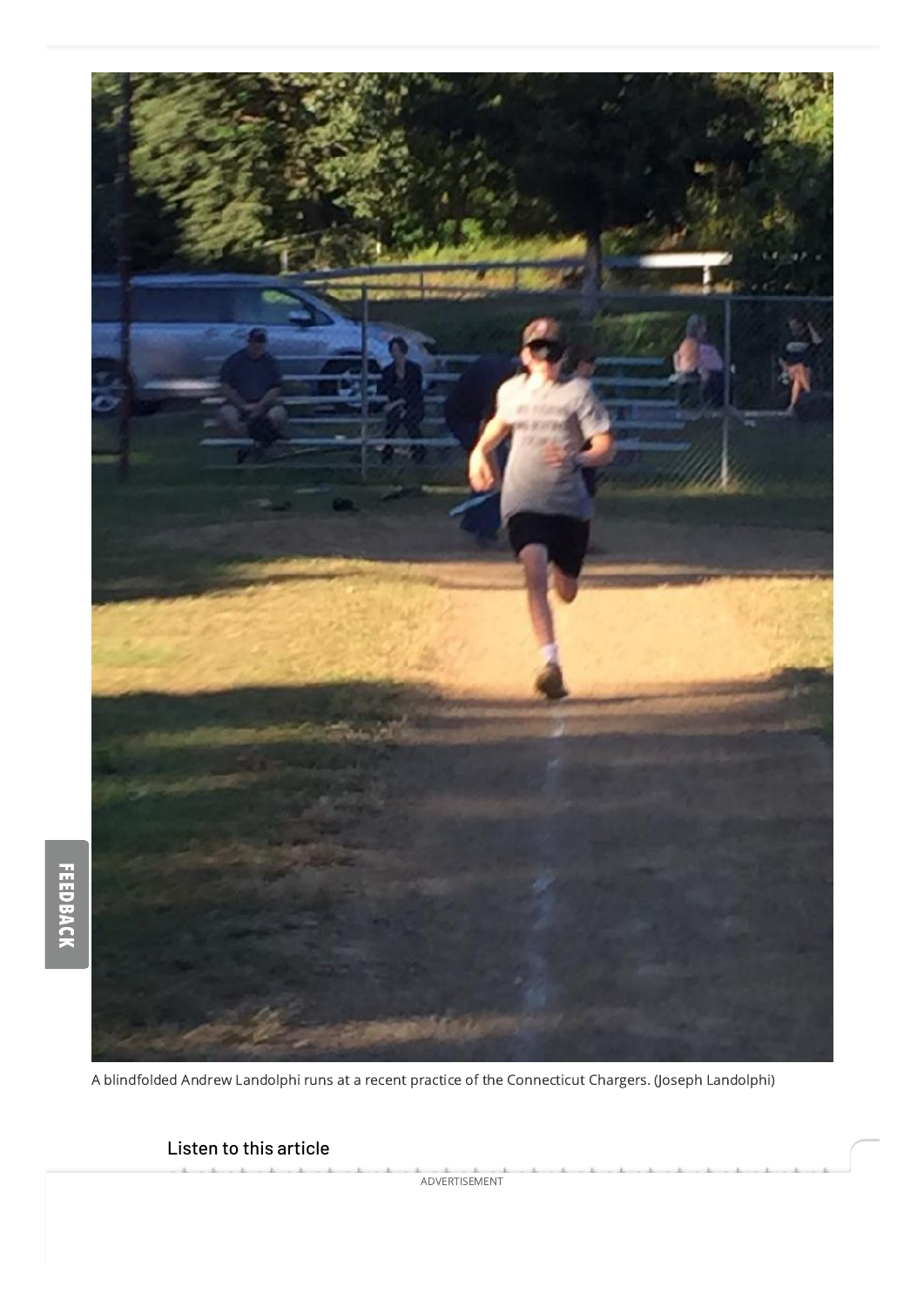A blindfolded Andrew Landolphi runs at a recent practice of the Connecticut Chargers. (Joseph Landolphi)

Listen to this article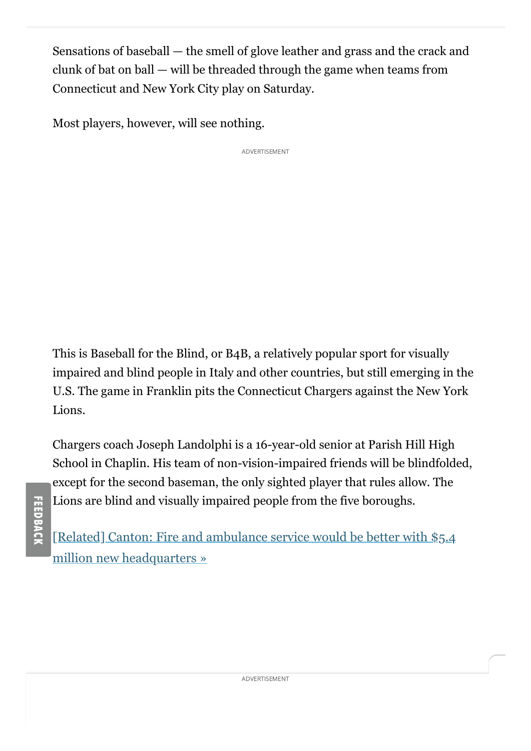Sensations of baseball — the smell of glove leather and grass and the crack and clunk of bat on ball — will be threaded through the game when teams from Connecticut and New York City play on Saturday.

Most players, however, will see nothing.

This is Baseball for the Blind, or B4B, a relatively popular sport for visually impaired and blind people in Italy and other countries, but still emerging in the U.S. The game in Franklin pits the Connecticut Chargers against the New York Lions.

Chargers coach Joseph Landolphi is a 16-year-old senior at Parish Hill High School in Chaplin. His team of non-vision-impaired friends will be blindfolded, except for the second baseman, the only sighted player that rules allow. The Lions are blind and visually impaired people from the five boroughs.

[Related] Canton: Fire and ambulance service would be better with $5.4 million new headquarters »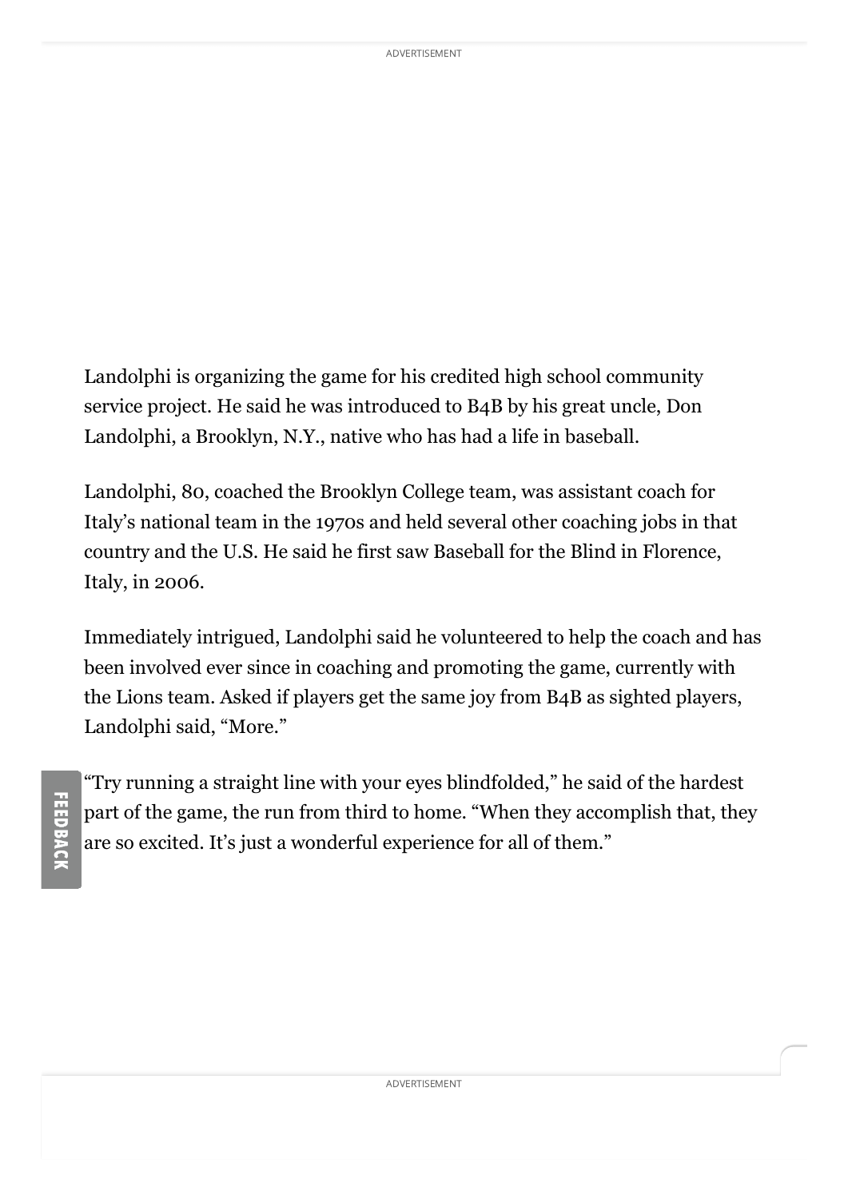Landolphi is organizing the game for his credited high school community service project. He said he was introduced to B4B by his great uncle, Don Landolphi, a Brooklyn, N.Y., native who has had a life in baseball.

Landolphi, 80, coached the Brooklyn College team, was assistant coach for Italy's national team in the 1970s and held several other coaching jobs in that country and the U.S. He said he first saw Baseball for the Blind in Florence, Italy, in 2006.

Immediately intrigued, Landolphi said he volunteered to help the coach and has been involved ever since in coaching and promoting the game, currently with the Lions team. Asked if players get the same joy from B4B as sighted players, Landolphi said, "More."

"Try running a straight line with your eyes blindfolded," he said of the hardest part of the game, the run from third to home. "When they accomplish that, they are so excited. It's just a wonderful experience for all of them."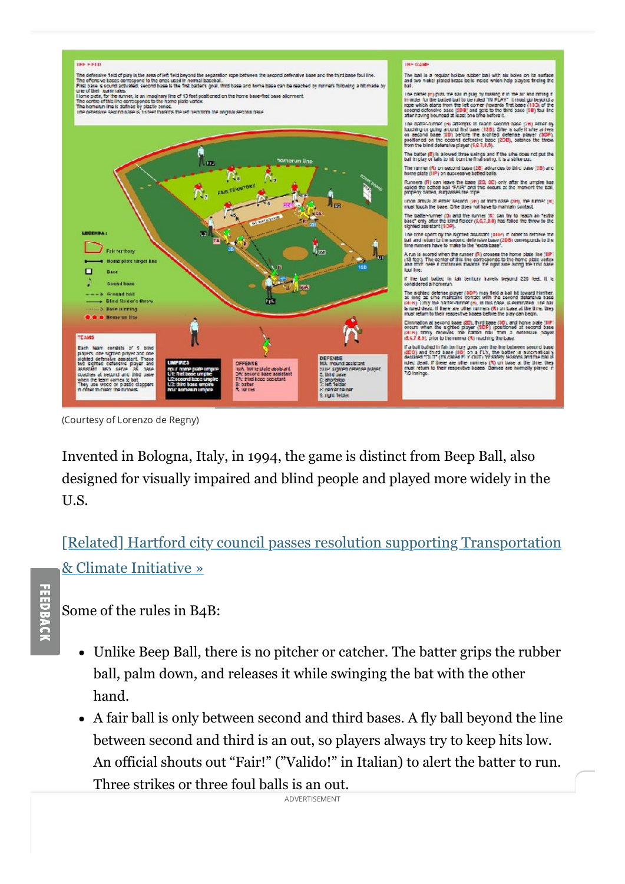(Courtesy of Lorenzo de Regny)

Invented in Bologna, Italy, in 1994, the game is distinct from Beep Ball, also designed for visually impaired and blind people and played more widely in the U.S.

[Related] Hartford city council passes resolution supporting Transportation & Climate Initiative »

Some of the rules in B4B:

- Unlike Beep Ball, there is no pitcher or catcher. The batter grips the rubber ball, palm down, and releases it while swinging the bat with the other hand.
- A fair ball is only between second and third bases. A fly ball beyond the line between second and third is an out, so players always try to keep hits low. An official shouts out “Fair!” (”Valido!” in Italian) to alert the batter to run. Three strikes or three foul balls is an out.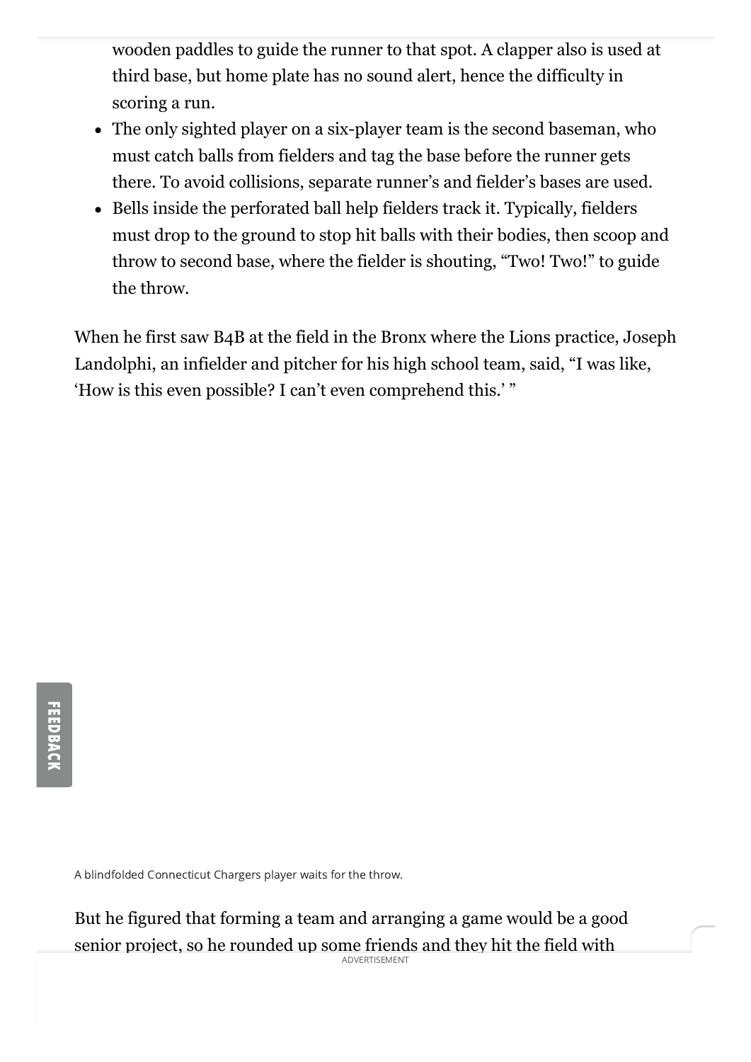wooden paddles to guide the runner to that spot. A clapper also is used at third base, but home plate has no sound alert, hence the difficulty in scoring a run.

- The only sighted player on a six-player team is the second baseman, who must catch balls from fielders and tag the base before the runner gets there. To avoid collisions, separate runner's and fielder's bases are used.
- Bells inside the perforated ball help fielders track it. Typically, fielders must drop to the ground to stop hit balls with their bodies, then scoop and throw to second base, where the fielder is shouting, "Two! Two!" to guide the throw.

When he first saw B4B at the field in the Bronx where the Lions practice, Joseph Landolphi, an infielder and pitcher for his high school team, said, "I was like, 'How is this even possible? I can't even comprehend this.' "

A blindfolded Connecticut Chargers player waits for the throw.

But he figured that forming a team and arranging a game would be a good senior project, so he rounded up some friends and they hit the field with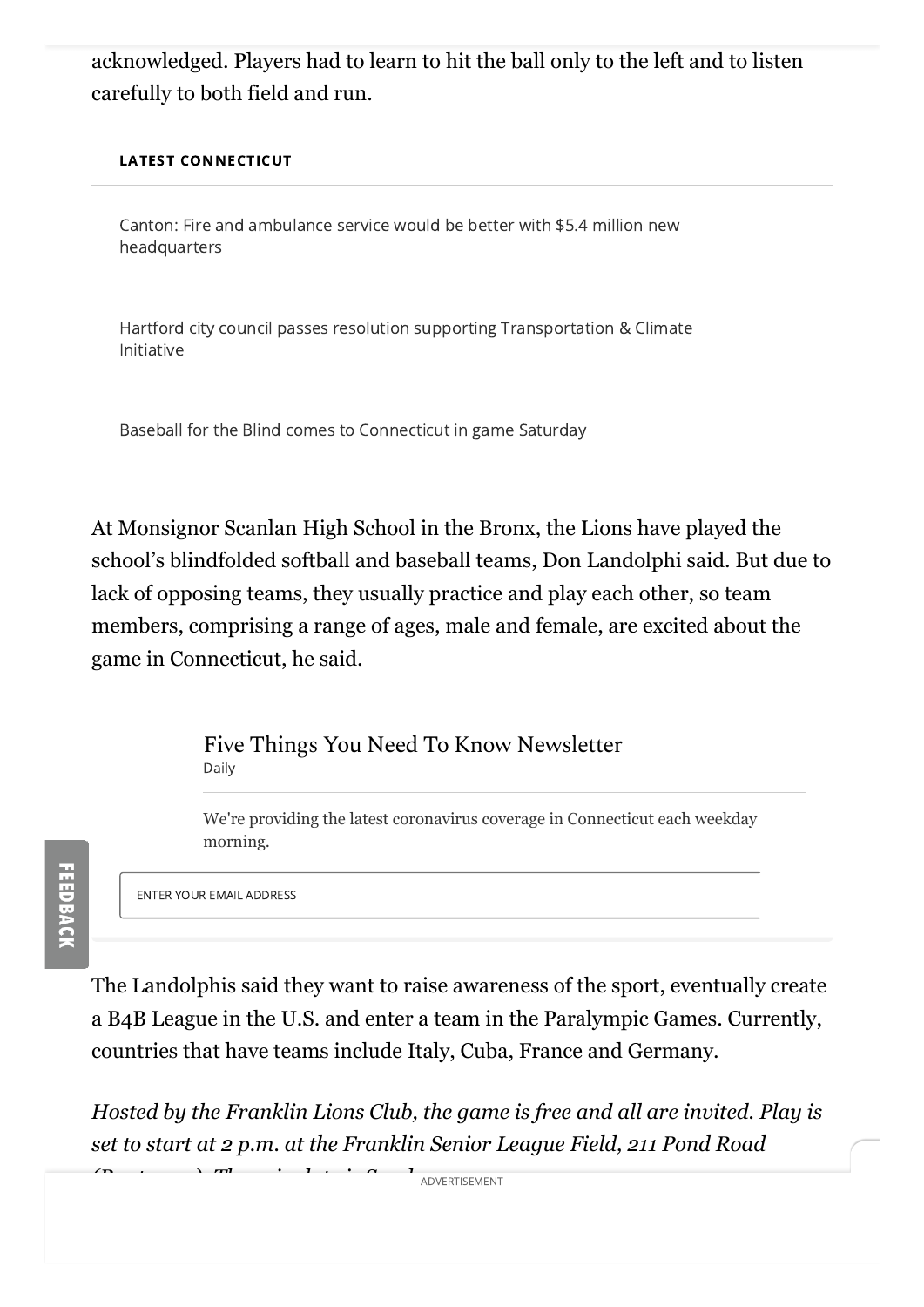acknowledged. Players had to learn to hit the ball only to the left and to listen carefully to both field and run.

At Monsignor Scanlan High School in the Bronx, the Lions have played the school's blindfolded softball and baseball teams, Don Landolphi said. But due to lack of opposing teams, they usually practice and play each other, so team members, comprising a range of ages, male and female, are excited about the game in Connecticut, he said.

The Landolphis said they want to raise awareness of the sport, eventually create a B4B League in the U.S. and enter a team in the Paralympic Games. Currently, countries that have teams include Italy, Cuba, France and Germany.

*Hosted by the Franklin Lions Club, the game is free and all are invited. Play is set to start at 2 p.m. at the Franklin Senior League Field, 211 Pond Road*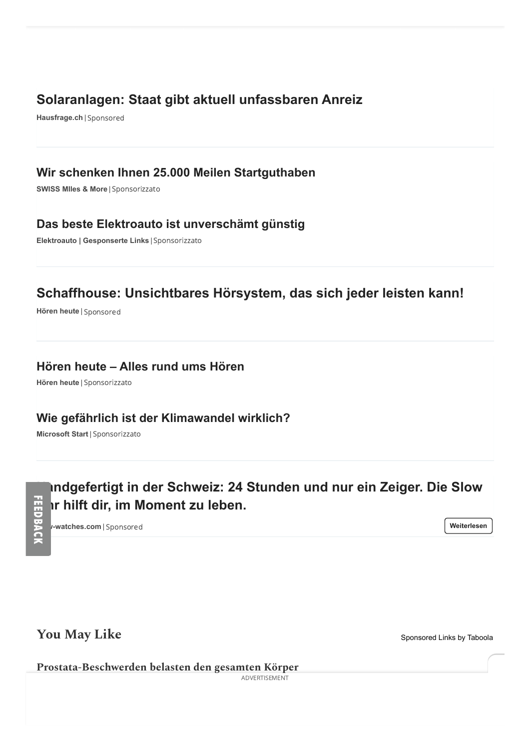## Solaranlagen: Staat gibt aktuell unfassbaren Anreiz

**Hausfrage.ch** | Sponsored

## Wir schenken Ihnen 25.000 Meilen Startguthaben

**SWISS MIles & More** | Sponsorizzato

## Das beste Elektroauto ist unverschämt günstig

**Elektroauto | Gesponserte Links** | Sponsorizzato

## Schaffhouse: Unsichtbares Hörsystem, das sich jeder leisten kann!

**Hören heute** | Sponsored

## Hören heute – Alles rund ums Hören

**Hören heute** | Sponsorizzato

## Wie gefährlich ist der Klimawandel wirklich?

**Microsoft Start** | Sponsorizzato

## ...ndgefertigt in der Schweiz: 24 Stunden und nur ein Zeiger. Die Slow ...r hilft dir, im Moment zu leben.

**...-watches.com** | Sponsored

Weiterlesen

FEEDBACK

## You May Like

Sponsored Links by Taboola

### Prostata-Beschwerden belasten den gesamten Körper

ADVERTISEMENT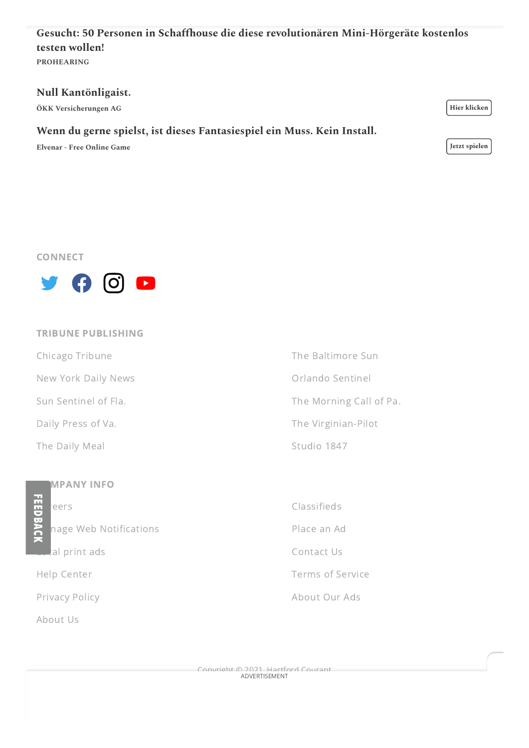**Gesucht: 50 Personen in Schaffhouse die diese revolutionären Mini-Hörgeräte kostenlos testen wollen!**

PROHEARING

**Null Kantönligaist.**

ÖKK Versicherungen AG

Hier klicken

**Wenn du gerne spielst, ist dieses Fantasiespiel ein Muss. Kein Install.**

Elvenar - Free Online Game

Jetzt spielen

CONNECT

TRIBUNE PUBLISHING

Chicago Tribune

The Baltimore Sun

New York Daily News

Orlando Sentinel

Sun Sentinel of Fla.

The Morning Call of Pa.

Daily Press of Va.

The Virginian-Pilot

The Daily Meal

Studio 1847

COMPANY INFO

Careers

Classifieds

Manage Web Notifications

Place an Ad

Local print ads

Contact Us

Help Center

Terms of Service

Privacy Policy

About Our Ads

About Us

FEEDBACK

Copyright © 2021, Hartford Courant

ADVERTISEMENT